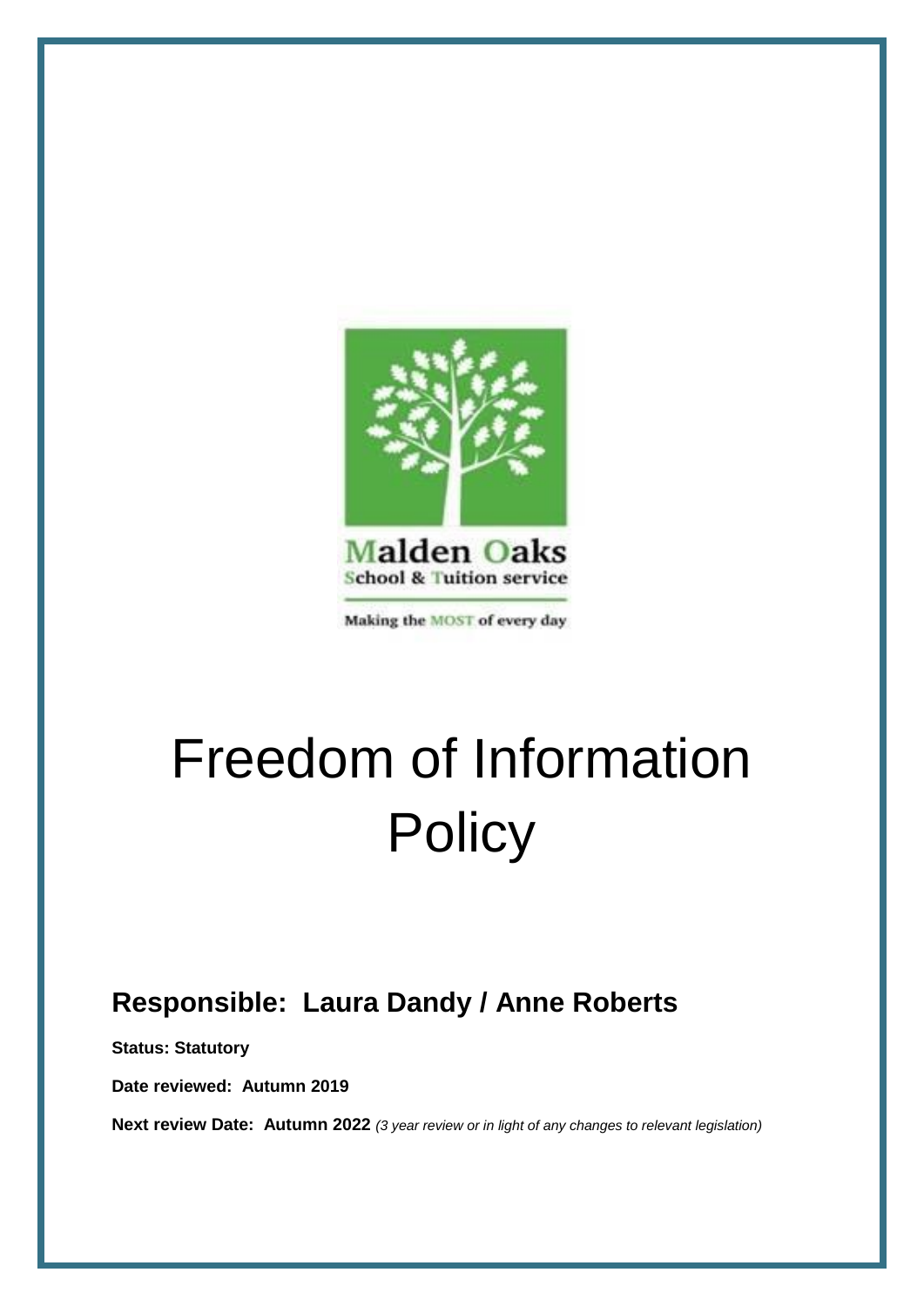Malden Oaks
School & Tuition service

Making the MOST of every day

# Freedom of Information Policy

## Responsible: Laura Dandy / Anne Roberts

**Status: Statutory**

**Date reviewed: Autumn 2019**

**Next review Date: Autumn 2022** *(3 year review or in light of any changes to relevant legislation)*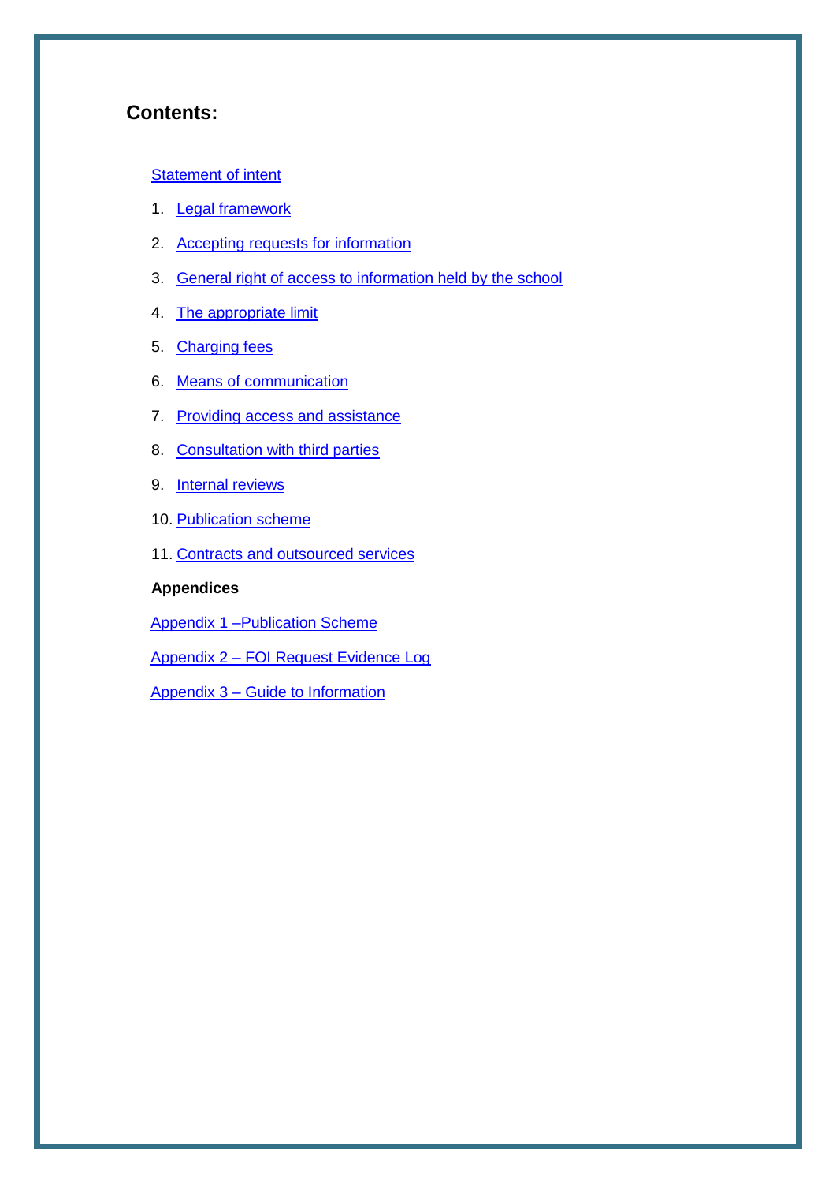## Contents:

Statement of intent

1. Legal framework
2. Accepting requests for information
3. General right of access to information held by the school
4. The appropriate limit
5. Charging fees
6. Means of communication
7. Providing access and assistance
8. Consultation with third parties
9. Internal reviews
10. Publication scheme
11. Contracts and outsourced services

**Appendices**

Appendix 1 –Publication Scheme

Appendix 2 – FOI Request Evidence Log

Appendix 3 – Guide to Information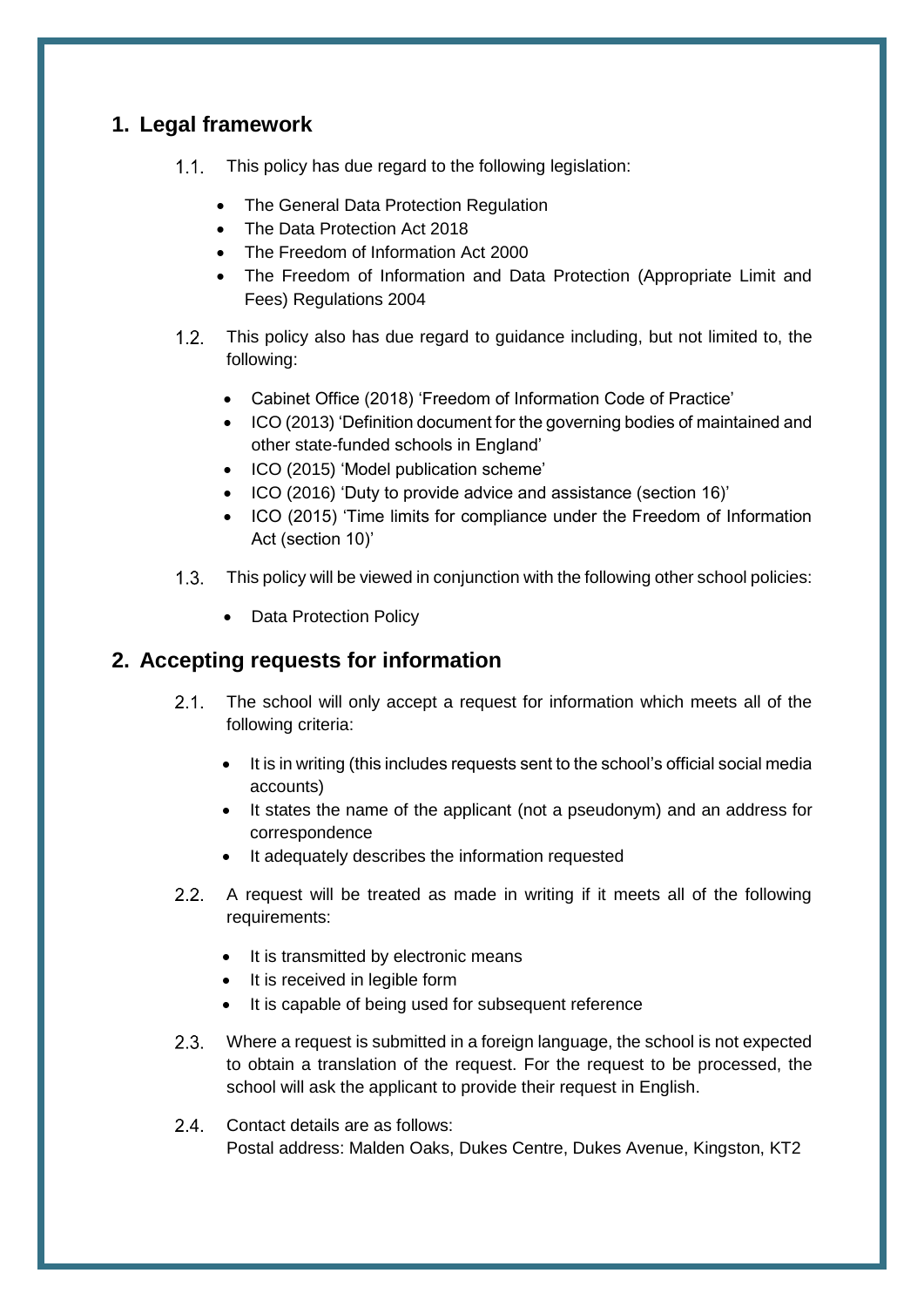## 1. Legal framework

1.1. This policy has due regard to the following legislation:

- The General Data Protection Regulation
- The Data Protection Act 2018
- The Freedom of Information Act 2000
- The Freedom of Information and Data Protection (Appropriate Limit and Fees) Regulations 2004

1.2. This policy also has due regard to guidance including, but not limited to, the following:

- Cabinet Office (2018) 'Freedom of Information Code of Practice'
- ICO (2013) 'Definition document for the governing bodies of maintained and other state-funded schools in England'
- ICO (2015) 'Model publication scheme'
- ICO (2016) 'Duty to provide advice and assistance (section 16)'
- ICO (2015) 'Time limits for compliance under the Freedom of Information Act (section 10)'

1.3. This policy will be viewed in conjunction with the following other school policies:

- Data Protection Policy

## 2. Accepting requests for information

2.1. The school will only accept a request for information which meets all of the following criteria:

- It is in writing (this includes requests sent to the school's official social media accounts)
- It states the name of the applicant (not a pseudonym) and an address for correspondence
- It adequately describes the information requested

2.2. A request will be treated as made in writing if it meets all of the following requirements:

- It is transmitted by electronic means
- It is received in legible form
- It is capable of being used for subsequent reference

2.3. Where a request is submitted in a foreign language, the school is not expected to obtain a translation of the request. For the request to be processed, the school will ask the applicant to provide their request in English.

2.4. Contact details are as follows:
Postal address: Malden Oaks, Dukes Centre, Dukes Avenue, Kingston, KT2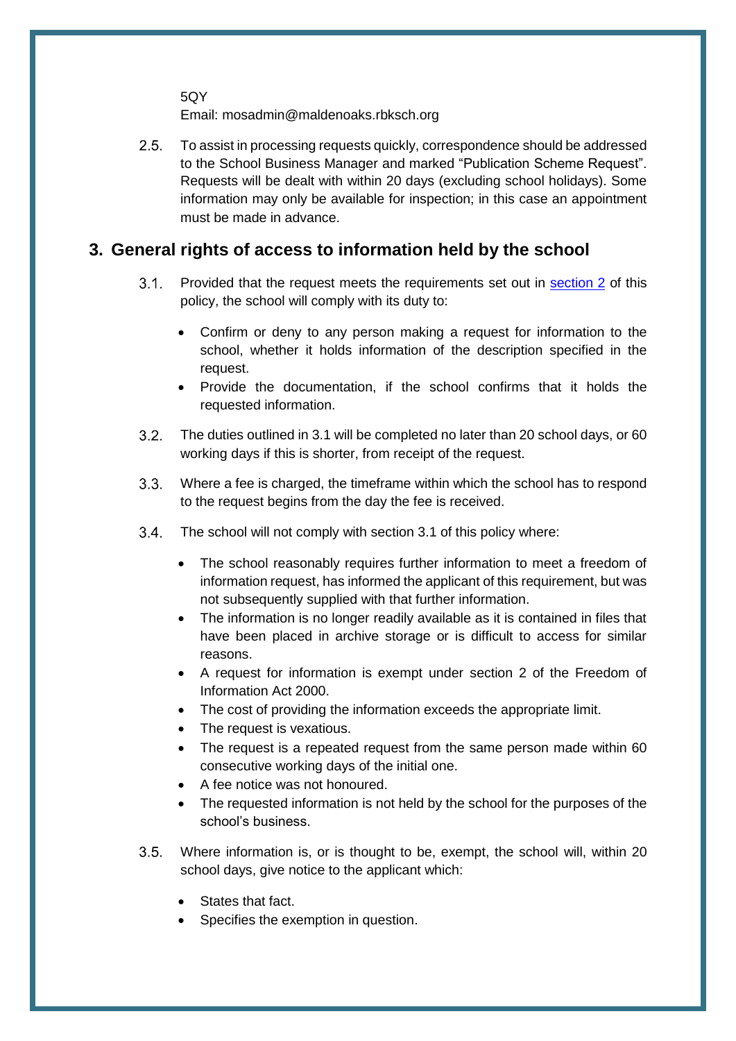5QY
Email: mosadmin@maldenoaks.rbksch.org

2.5. To assist in processing requests quickly, correspondence should be addressed to the School Business Manager and marked "Publication Scheme Request". Requests will be dealt with within 20 days (excluding school holidays). Some information may only be available for inspection; in this case an appointment must be made in advance.

## 3. General rights of access to information held by the school

3.1. Provided that the request meets the requirements set out in section 2 of this policy, the school will comply with its duty to:

- Confirm or deny to any person making a request for information to the school, whether it holds information of the description specified in the request.
- Provide the documentation, if the school confirms that it holds the requested information.

3.2. The duties outlined in 3.1 will be completed no later than 20 school days, or 60 working days if this is shorter, from receipt of the request.

3.3. Where a fee is charged, the timeframe within which the school has to respond to the request begins from the day the fee is received.

3.4. The school will not comply with section 3.1 of this policy where:

- The school reasonably requires further information to meet a freedom of information request, has informed the applicant of this requirement, but was not subsequently supplied with that further information.
- The information is no longer readily available as it is contained in files that have been placed in archive storage or is difficult to access for similar reasons.
- A request for information is exempt under section 2 of the Freedom of Information Act 2000.
- The cost of providing the information exceeds the appropriate limit.
- The request is vexatious.
- The request is a repeated request from the same person made within 60 consecutive working days of the initial one.
- A fee notice was not honoured.
- The requested information is not held by the school for the purposes of the school's business.

3.5. Where information is, or is thought to be, exempt, the school will, within 20 school days, give notice to the applicant which:

- States that fact.
- Specifies the exemption in question.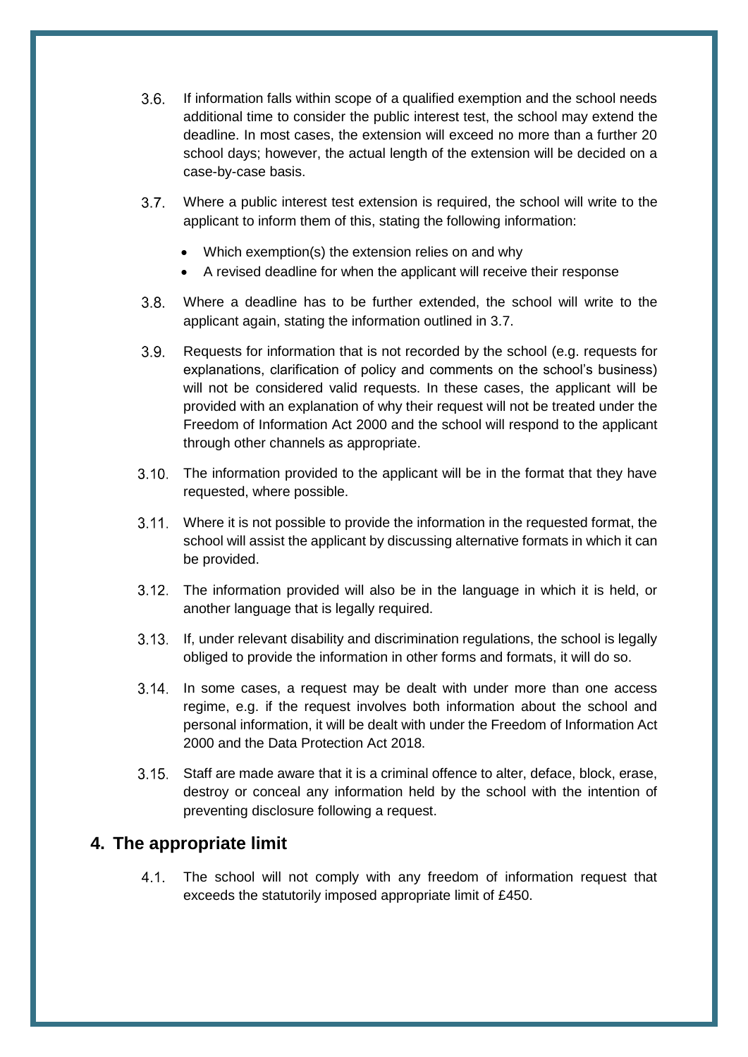3.6. If information falls within scope of a qualified exemption and the school needs additional time to consider the public interest test, the school may extend the deadline. In most cases, the extension will exceed no more than a further 20 school days; however, the actual length of the extension will be decided on a case-by-case basis.

3.7. Where a public interest test extension is required, the school will write to the applicant to inform them of this, stating the following information:

- Which exemption(s) the extension relies on and why
- A revised deadline for when the applicant will receive their response

3.8. Where a deadline has to be further extended, the school will write to the applicant again, stating the information outlined in 3.7.

3.9. Requests for information that is not recorded by the school (e.g. requests for explanations, clarification of policy and comments on the school's business) will not be considered valid requests. In these cases, the applicant will be provided with an explanation of why their request will not be treated under the Freedom of Information Act 2000 and the school will respond to the applicant through other channels as appropriate.

3.10. The information provided to the applicant will be in the format that they have requested, where possible.

3.11. Where it is not possible to provide the information in the requested format, the school will assist the applicant by discussing alternative formats in which it can be provided.

3.12. The information provided will also be in the language in which it is held, or another language that is legally required.

3.13. If, under relevant disability and discrimination regulations, the school is legally obliged to provide the information in other forms and formats, it will do so.

3.14. In some cases, a request may be dealt with under more than one access regime, e.g. if the request involves both information about the school and personal information, it will be dealt with under the Freedom of Information Act 2000 and the Data Protection Act 2018.

3.15. Staff are made aware that it is a criminal offence to alter, deface, block, erase, destroy or conceal any information held by the school with the intention of preventing disclosure following a request.

## 4. The appropriate limit

4.1. The school will not comply with any freedom of information request that exceeds the statutorily imposed appropriate limit of £450.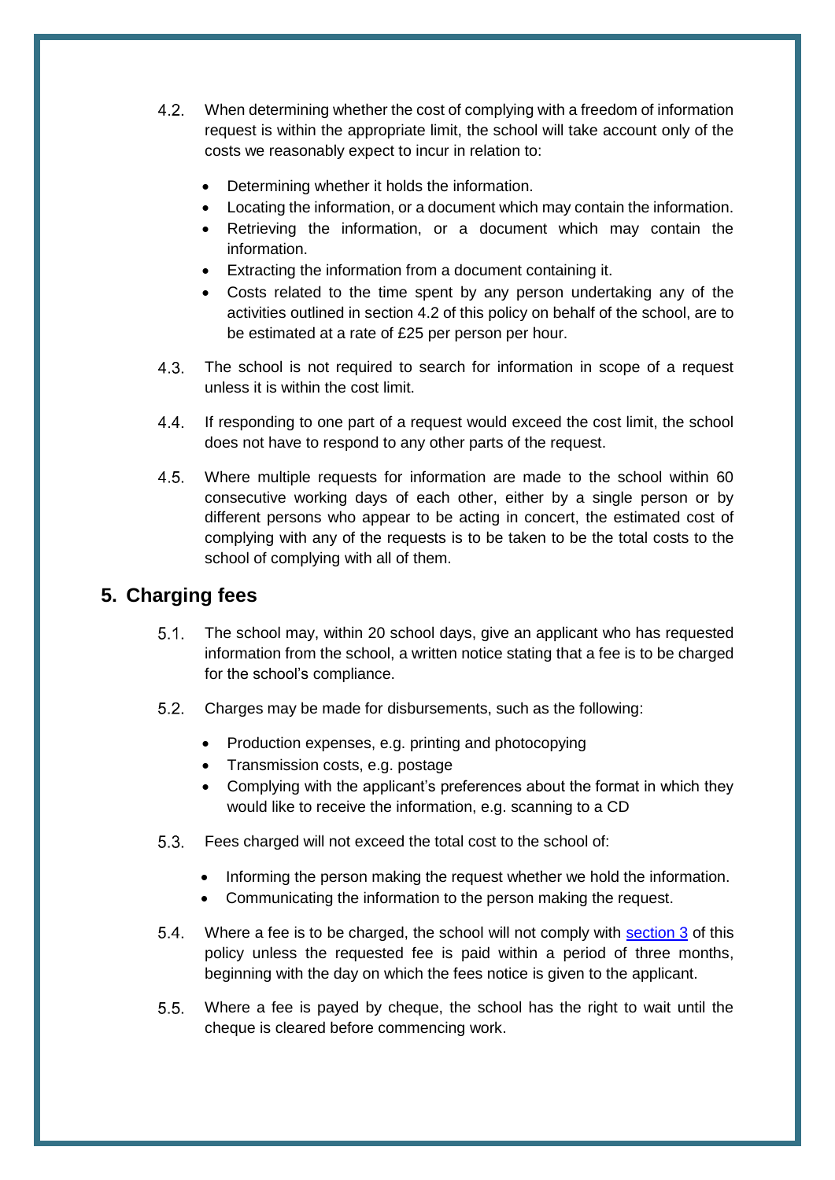4.2. When determining whether the cost of complying with a freedom of information request is within the appropriate limit, the school will take account only of the costs we reasonably expect to incur in relation to:

- Determining whether it holds the information.
- Locating the information, or a document which may contain the information.
- Retrieving the information, or a document which may contain the information.
- Extracting the information from a document containing it.
- Costs related to the time spent by any person undertaking any of the activities outlined in section 4.2 of this policy on behalf of the school, are to be estimated at a rate of £25 per person per hour.

4.3. The school is not required to search for information in scope of a request unless it is within the cost limit.

4.4. If responding to one part of a request would exceed the cost limit, the school does not have to respond to any other parts of the request.

4.5. Where multiple requests for information are made to the school within 60 consecutive working days of each other, either by a single person or by different persons who appear to be acting in concert, the estimated cost of complying with any of the requests is to be taken to be the total costs to the school of complying with all of them.

## 5. Charging fees

5.1. The school may, within 20 school days, give an applicant who has requested information from the school, a written notice stating that a fee is to be charged for the school's compliance.

5.2. Charges may be made for disbursements, such as the following:

- Production expenses, e.g. printing and photocopying
- Transmission costs, e.g. postage
- Complying with the applicant's preferences about the format in which they would like to receive the information, e.g. scanning to a CD

5.3. Fees charged will not exceed the total cost to the school of:

- Informing the person making the request whether we hold the information.
- Communicating the information to the person making the request.

5.4. Where a fee is to be charged, the school will not comply with section 3 of this policy unless the requested fee is paid within a period of three months, beginning with the day on which the fees notice is given to the applicant.

5.5. Where a fee is payed by cheque, the school has the right to wait until the cheque is cleared before commencing work.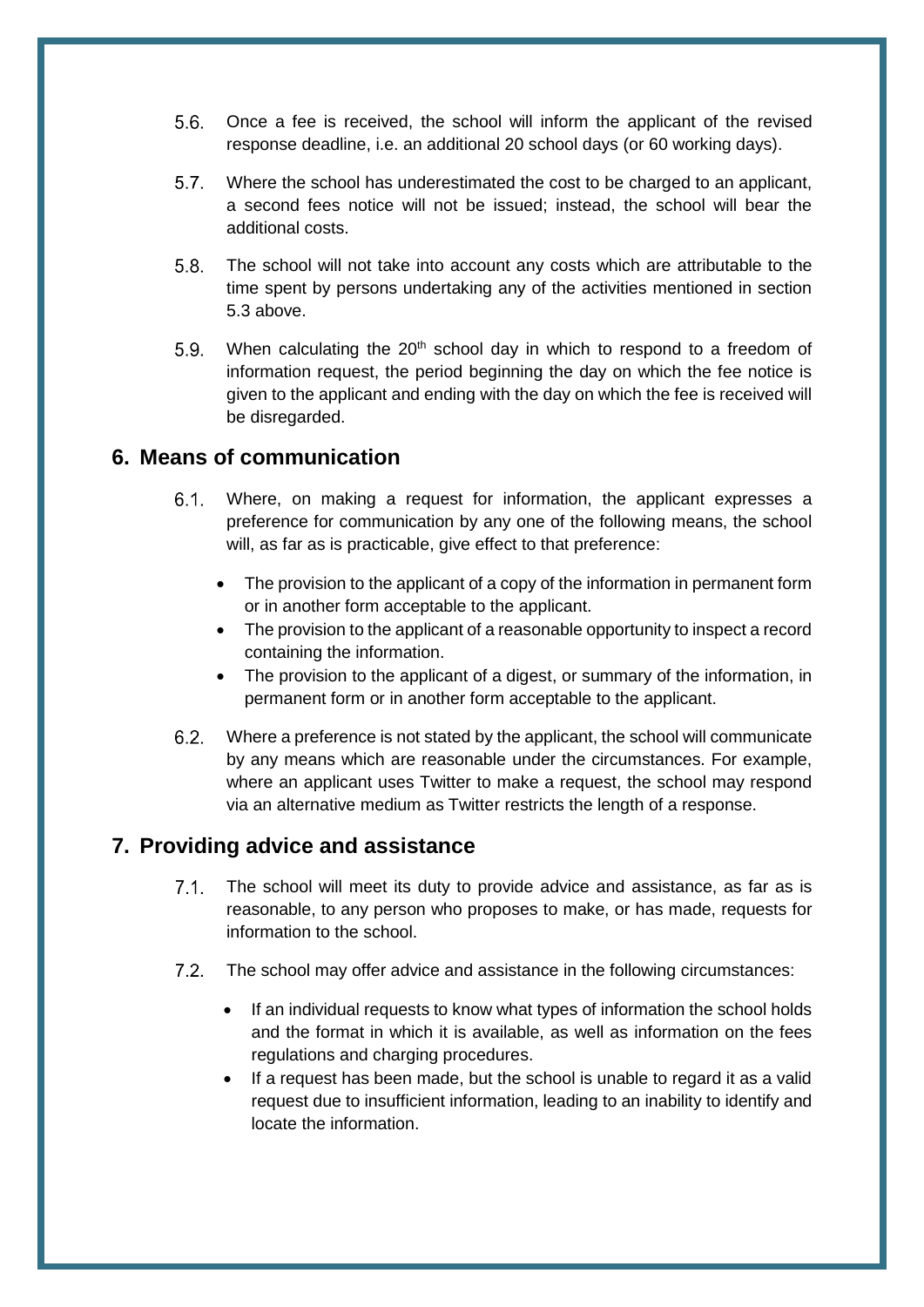5.6. Once a fee is received, the school will inform the applicant of the revised response deadline, i.e. an additional 20 school days (or 60 working days).

5.7. Where the school has underestimated the cost to be charged to an applicant, a second fees notice will not be issued; instead, the school will bear the additional costs.

5.8. The school will not take into account any costs which are attributable to the time spent by persons undertaking any of the activities mentioned in section 5.3 above.

5.9. When calculating the 20th school day in which to respond to a freedom of information request, the period beginning the day on which the fee notice is given to the applicant and ending with the day on which the fee is received will be disregarded.

## 6. Means of communication

6.1. Where, on making a request for information, the applicant expresses a preference for communication by any one of the following means, the school will, as far as is practicable, give effect to that preference:

- The provision to the applicant of a copy of the information in permanent form or in another form acceptable to the applicant.
- The provision to the applicant of a reasonable opportunity to inspect a record containing the information.
- The provision to the applicant of a digest, or summary of the information, in permanent form or in another form acceptable to the applicant.

6.2. Where a preference is not stated by the applicant, the school will communicate by any means which are reasonable under the circumstances. For example, where an applicant uses Twitter to make a request, the school may respond via an alternative medium as Twitter restricts the length of a response.

## 7. Providing advice and assistance

7.1. The school will meet its duty to provide advice and assistance, as far as is reasonable, to any person who proposes to make, or has made, requests for information to the school.

7.2. The school may offer advice and assistance in the following circumstances:

- If an individual requests to know what types of information the school holds and the format in which it is available, as well as information on the fees regulations and charging procedures.
- If a request has been made, but the school is unable to regard it as a valid request due to insufficient information, leading to an inability to identify and locate the information.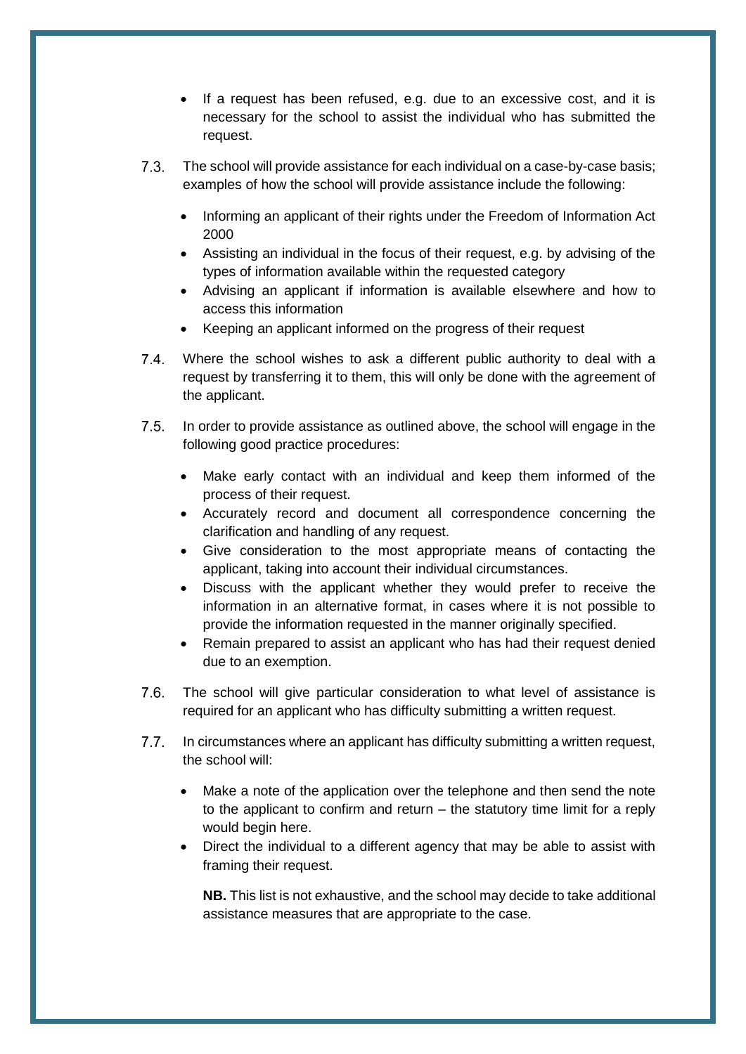- If a request has been refused, e.g. due to an excessive cost, and it is necessary for the school to assist the individual who has submitted the request.

7.3. The school will provide assistance for each individual on a case-by-case basis; examples of how the school will provide assistance include the following:

- Informing an applicant of their rights under the Freedom of Information Act 2000
- Assisting an individual in the focus of their request, e.g. by advising of the types of information available within the requested category
- Advising an applicant if information is available elsewhere and how to access this information
- Keeping an applicant informed on the progress of their request

7.4. Where the school wishes to ask a different public authority to deal with a request by transferring it to them, this will only be done with the agreement of the applicant.

7.5. In order to provide assistance as outlined above, the school will engage in the following good practice procedures:

- Make early contact with an individual and keep them informed of the process of their request.
- Accurately record and document all correspondence concerning the clarification and handling of any request.
- Give consideration to the most appropriate means of contacting the applicant, taking into account their individual circumstances.
- Discuss with the applicant whether they would prefer to receive the information in an alternative format, in cases where it is not possible to provide the information requested in the manner originally specified.
- Remain prepared to assist an applicant who has had their request denied due to an exemption.

7.6. The school will give particular consideration to what level of assistance is required for an applicant who has difficulty submitting a written request.

7.7. In circumstances where an applicant has difficulty submitting a written request, the school will:

- Make a note of the application over the telephone and then send the note to the applicant to confirm and return – the statutory time limit for a reply would begin here.
- Direct the individual to a different agency that may be able to assist with framing their request.

**NB.** This list is not exhaustive, and the school may decide to take additional assistance measures that are appropriate to the case.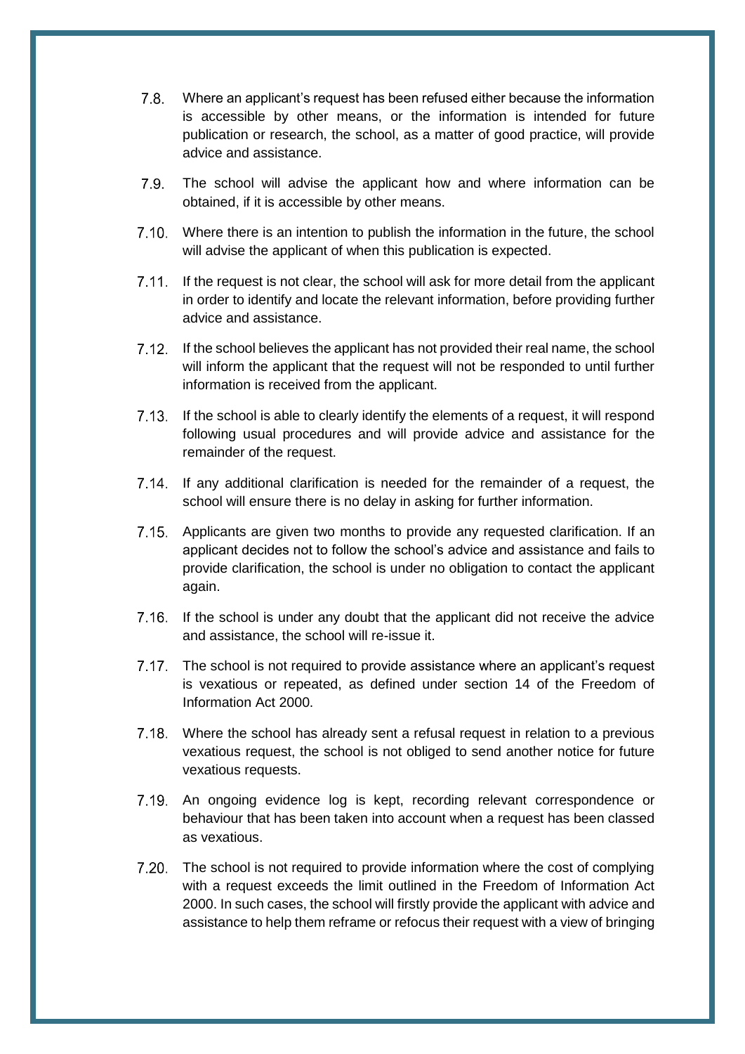7.8. Where an applicant's request has been refused either because the information is accessible by other means, or the information is intended for future publication or research, the school, as a matter of good practice, will provide advice and assistance.

7.9. The school will advise the applicant how and where information can be obtained, if it is accessible by other means.

7.10. Where there is an intention to publish the information in the future, the school will advise the applicant of when this publication is expected.

7.11. If the request is not clear, the school will ask for more detail from the applicant in order to identify and locate the relevant information, before providing further advice and assistance.

7.12. If the school believes the applicant has not provided their real name, the school will inform the applicant that the request will not be responded to until further information is received from the applicant.

7.13. If the school is able to clearly identify the elements of a request, it will respond following usual procedures and will provide advice and assistance for the remainder of the request.

7.14. If any additional clarification is needed for the remainder of a request, the school will ensure there is no delay in asking for further information.

7.15. Applicants are given two months to provide any requested clarification. If an applicant decides not to follow the school's advice and assistance and fails to provide clarification, the school is under no obligation to contact the applicant again.

7.16. If the school is under any doubt that the applicant did not receive the advice and assistance, the school will re-issue it.

7.17. The school is not required to provide assistance where an applicant's request is vexatious or repeated, as defined under section 14 of the Freedom of Information Act 2000.

7.18. Where the school has already sent a refusal request in relation to a previous vexatious request, the school is not obliged to send another notice for future vexatious requests.

7.19. An ongoing evidence log is kept, recording relevant correspondence or behaviour that has been taken into account when a request has been classed as vexatious.

7.20. The school is not required to provide information where the cost of complying with a request exceeds the limit outlined in the Freedom of Information Act 2000. In such cases, the school will firstly provide the applicant with advice and assistance to help them reframe or refocus their request with a view of bringing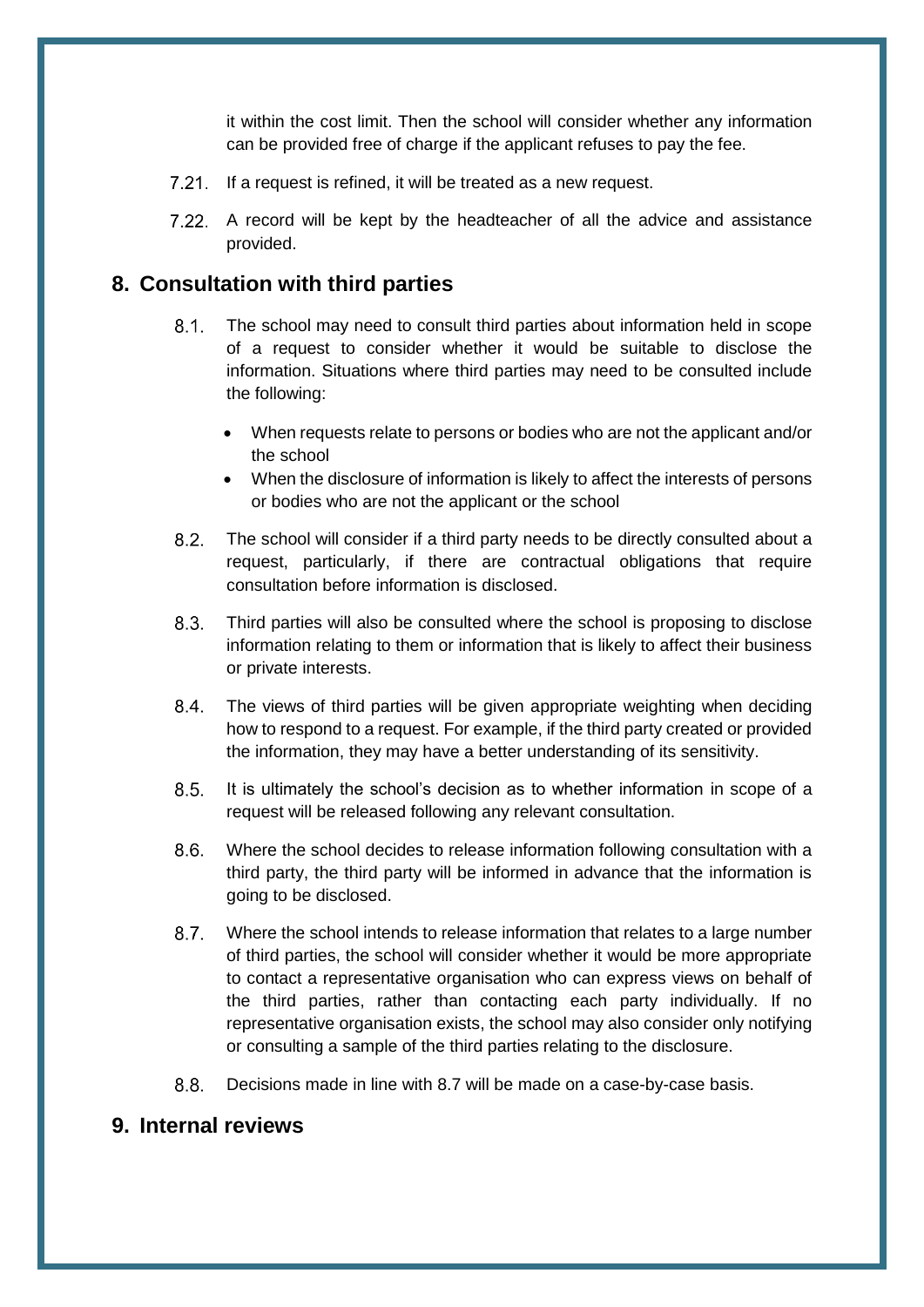it within the cost limit. Then the school will consider whether any information can be provided free of charge if the applicant refuses to pay the fee.

7.21. If a request is refined, it will be treated as a new request.

7.22. A record will be kept by the headteacher of all the advice and assistance provided.

## 8. Consultation with third parties

8.1. The school may need to consult third parties about information held in scope of a request to consider whether it would be suitable to disclose the information. Situations where third parties may need to be consulted include the following:

- When requests relate to persons or bodies who are not the applicant and/or the school
- When the disclosure of information is likely to affect the interests of persons or bodies who are not the applicant or the school

8.2. The school will consider if a third party needs to be directly consulted about a request, particularly, if there are contractual obligations that require consultation before information is disclosed.

8.3. Third parties will also be consulted where the school is proposing to disclose information relating to them or information that is likely to affect their business or private interests.

8.4. The views of third parties will be given appropriate weighting when deciding how to respond to a request. For example, if the third party created or provided the information, they may have a better understanding of its sensitivity.

8.5. It is ultimately the school's decision as to whether information in scope of a request will be released following any relevant consultation.

8.6. Where the school decides to release information following consultation with a third party, the third party will be informed in advance that the information is going to be disclosed.

8.7. Where the school intends to release information that relates to a large number of third parties, the school will consider whether it would be more appropriate to contact a representative organisation who can express views on behalf of the third parties, rather than contacting each party individually. If no representative organisation exists, the school may also consider only notifying or consulting a sample of the third parties relating to the disclosure.

8.8. Decisions made in line with 8.7 will be made on a case-by-case basis.

## 9. Internal reviews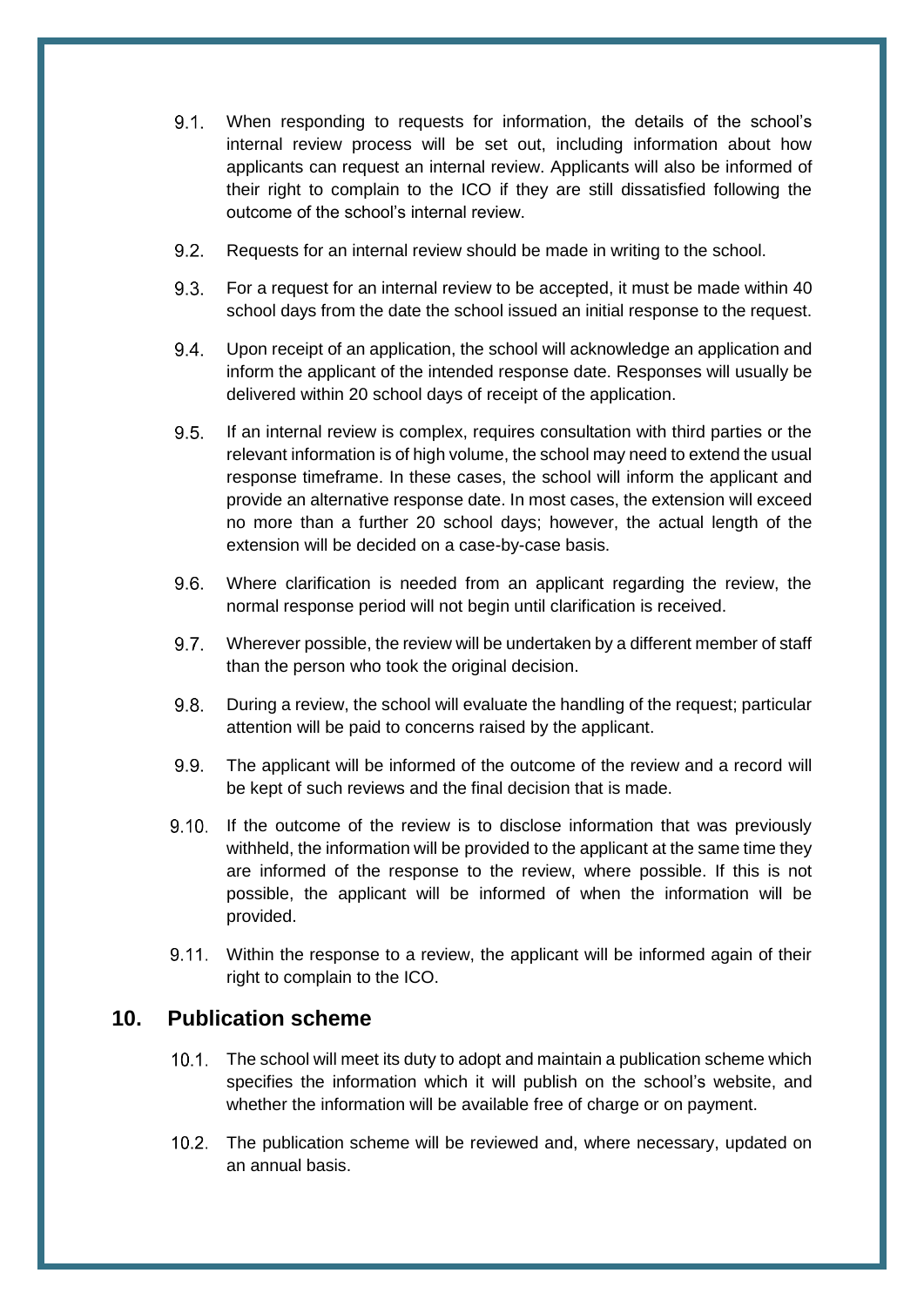9.1. When responding to requests for information, the details of the school's internal review process will be set out, including information about how applicants can request an internal review. Applicants will also be informed of their right to complain to the ICO if they are still dissatisfied following the outcome of the school's internal review.

9.2. Requests for an internal review should be made in writing to the school.

9.3. For a request for an internal review to be accepted, it must be made within 40 school days from the date the school issued an initial response to the request.

9.4. Upon receipt of an application, the school will acknowledge an application and inform the applicant of the intended response date. Responses will usually be delivered within 20 school days of receipt of the application.

9.5. If an internal review is complex, requires consultation with third parties or the relevant information is of high volume, the school may need to extend the usual response timeframe. In these cases, the school will inform the applicant and provide an alternative response date. In most cases, the extension will exceed no more than a further 20 school days; however, the actual length of the extension will be decided on a case-by-case basis.

9.6. Where clarification is needed from an applicant regarding the review, the normal response period will not begin until clarification is received.

9.7. Wherever possible, the review will be undertaken by a different member of staff than the person who took the original decision.

9.8. During a review, the school will evaluate the handling of the request; particular attention will be paid to concerns raised by the applicant.

9.9. The applicant will be informed of the outcome of the review and a record will be kept of such reviews and the final decision that is made.

9.10. If the outcome of the review is to disclose information that was previously withheld, the information will be provided to the applicant at the same time they are informed of the response to the review, where possible. If this is not possible, the applicant will be informed of when the information will be provided.

9.11. Within the response to a review, the applicant will be informed again of their right to complain to the ICO.

## 10. Publication scheme

10.1. The school will meet its duty to adopt and maintain a publication scheme which specifies the information which it will publish on the school's website, and whether the information will be available free of charge or on payment.

10.2. The publication scheme will be reviewed and, where necessary, updated on an annual basis.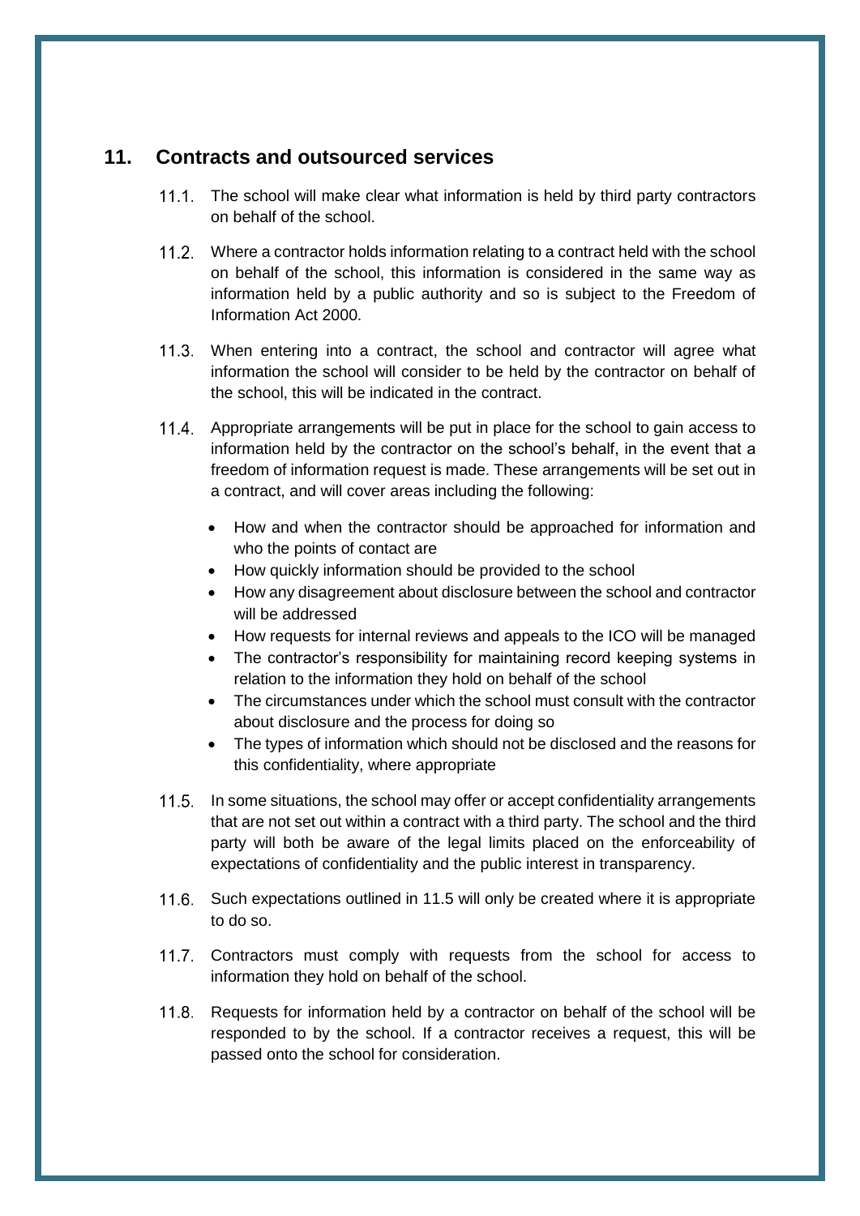## 11. Contracts and outsourced services

11.1. The school will make clear what information is held by third party contractors on behalf of the school.

11.2. Where a contractor holds information relating to a contract held with the school on behalf of the school, this information is considered in the same way as information held by a public authority and so is subject to the Freedom of Information Act 2000.

11.3. When entering into a contract, the school and contractor will agree what information the school will consider to be held by the contractor on behalf of the school, this will be indicated in the contract.

11.4. Appropriate arrangements will be put in place for the school to gain access to information held by the contractor on the school's behalf, in the event that a freedom of information request is made. These arrangements will be set out in a contract, and will cover areas including the following:

- How and when the contractor should be approached for information and who the points of contact are
- How quickly information should be provided to the school
- How any disagreement about disclosure between the school and contractor will be addressed
- How requests for internal reviews and appeals to the ICO will be managed
- The contractor's responsibility for maintaining record keeping systems in relation to the information they hold on behalf of the school
- The circumstances under which the school must consult with the contractor about disclosure and the process for doing so
- The types of information which should not be disclosed and the reasons for this confidentiality, where appropriate

11.5. In some situations, the school may offer or accept confidentiality arrangements that are not set out within a contract with a third party. The school and the third party will both be aware of the legal limits placed on the enforceability of expectations of confidentiality and the public interest in transparency.

11.6. Such expectations outlined in 11.5 will only be created where it is appropriate to do so.

11.7. Contractors must comply with requests from the school for access to information they hold on behalf of the school.

11.8. Requests for information held by a contractor on behalf of the school will be responded to by the school. If a contractor receives a request, this will be passed onto the school for consideration.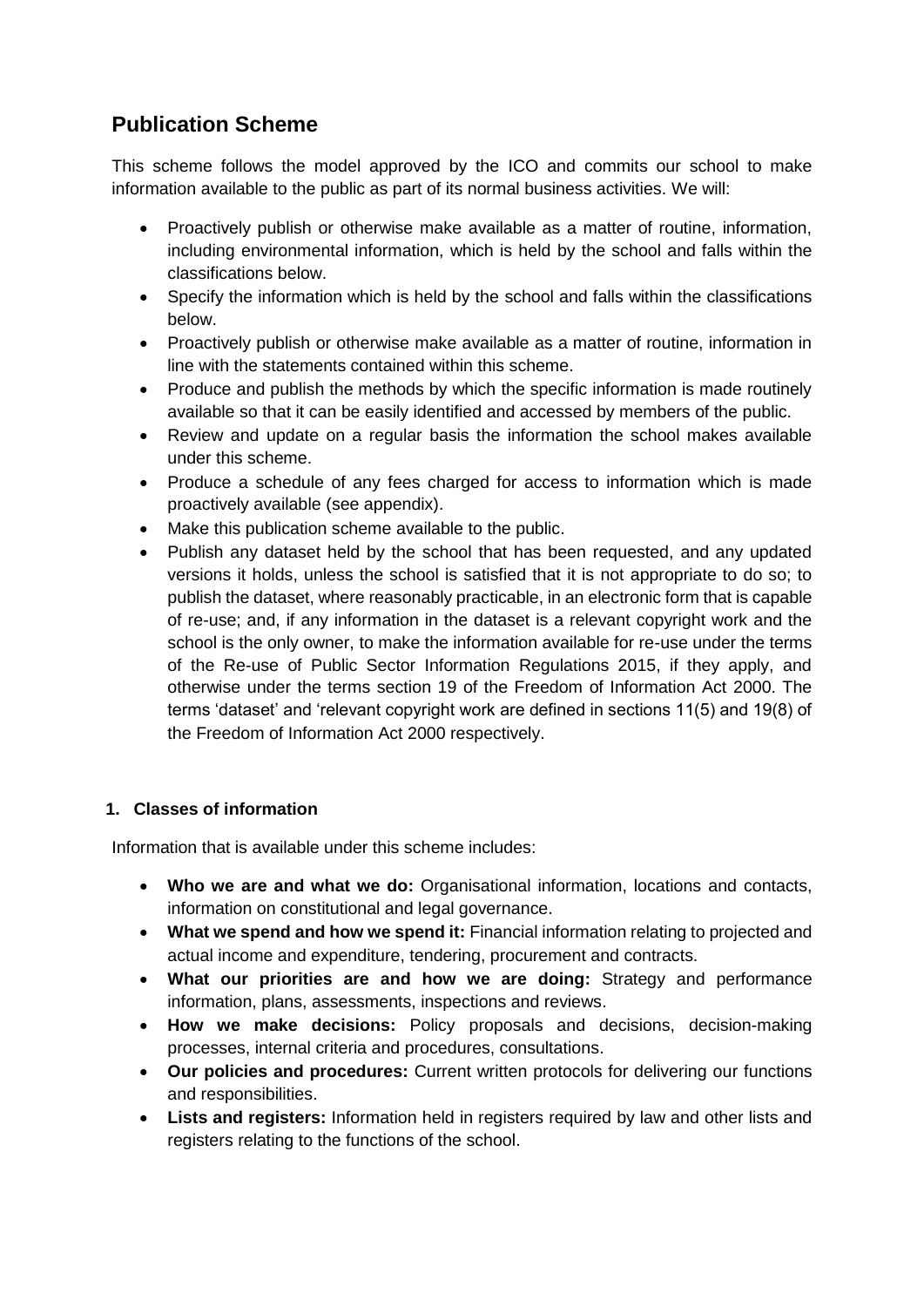## Publication Scheme

This scheme follows the model approved by the ICO and commits our school to make information available to the public as part of its normal business activities. We will:

- Proactively publish or otherwise make available as a matter of routine, information, including environmental information, which is held by the school and falls within the classifications below.
- Specify the information which is held by the school and falls within the classifications below.
- Proactively publish or otherwise make available as a matter of routine, information in line with the statements contained within this scheme.
- Produce and publish the methods by which the specific information is made routinely available so that it can be easily identified and accessed by members of the public.
- Review and update on a regular basis the information the school makes available under this scheme.
- Produce a schedule of any fees charged for access to information which is made proactively available (see appendix).
- Make this publication scheme available to the public.
- Publish any dataset held by the school that has been requested, and any updated versions it holds, unless the school is satisfied that it is not appropriate to do so; to publish the dataset, where reasonably practicable, in an electronic form that is capable of re-use; and, if any information in the dataset is a relevant copyright work and the school is the only owner, to make the information available for re-use under the terms of the Re-use of Public Sector Information Regulations 2015, if they apply, and otherwise under the terms section 19 of the Freedom of Information Act 2000. The terms 'dataset' and 'relevant copyright work are defined in sections 11(5) and 19(8) of the Freedom of Information Act 2000 respectively.

### 1. Classes of information

Information that is available under this scheme includes:

- **Who we are and what we do:** Organisational information, locations and contacts, information on constitutional and legal governance.
- **What we spend and how we spend it:** Financial information relating to projected and actual income and expenditure, tendering, procurement and contracts.
- **What our priorities are and how we are doing:** Strategy and performance information, plans, assessments, inspections and reviews.
- **How we make decisions:** Policy proposals and decisions, decision-making processes, internal criteria and procedures, consultations.
- **Our policies and procedures:** Current written protocols for delivering our functions and responsibilities.
- **Lists and registers:** Information held in registers required by law and other lists and registers relating to the functions of the school.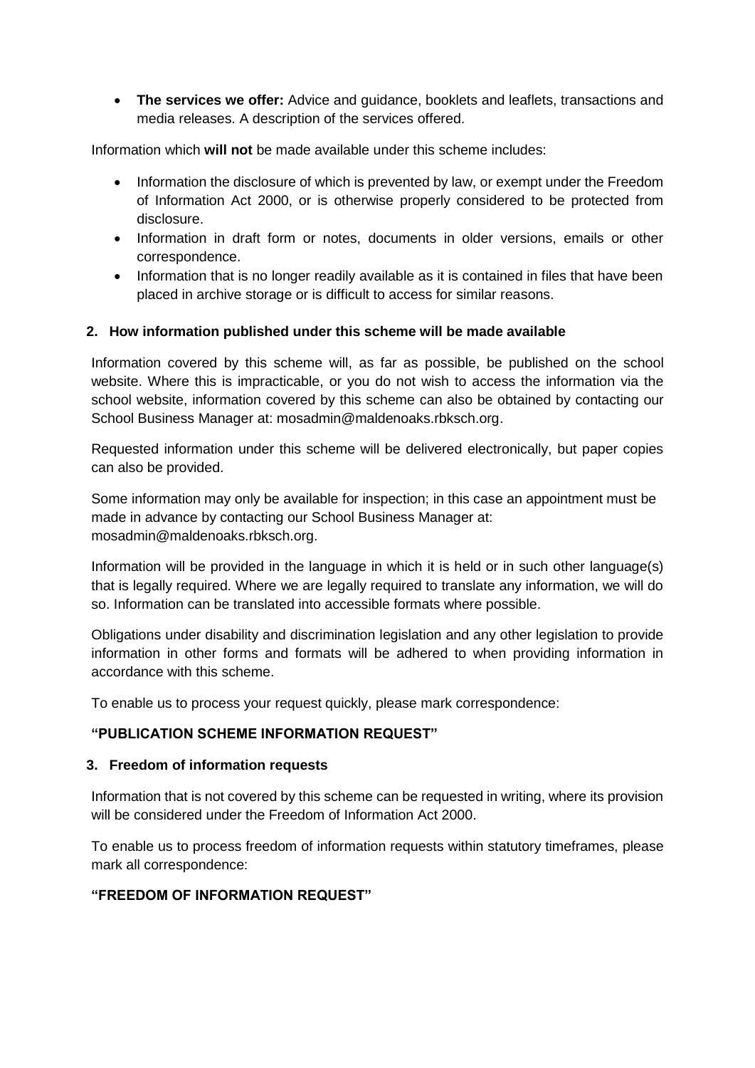- **The services we offer:** Advice and guidance, booklets and leaflets, transactions and media releases. A description of the services offered.

Information which **will not** be made available under this scheme includes:

- Information the disclosure of which is prevented by law, or exempt under the Freedom of Information Act 2000, or is otherwise properly considered to be protected from disclosure.
- Information in draft form or notes, documents in older versions, emails or other correspondence.
- Information that is no longer readily available as it is contained in files that have been placed in archive storage or is difficult to access for similar reasons.

## 2. How information published under this scheme will be made available

Information covered by this scheme will, as far as possible, be published on the school website. Where this is impracticable, or you do not wish to access the information via the school website, information covered by this scheme can also be obtained by contacting our School Business Manager at: mosadmin@maldenoaks.rbksch.org.

Requested information under this scheme will be delivered electronically, but paper copies can also be provided.

Some information may only be available for inspection; in this case an appointment must be made in advance by contacting our School Business Manager at: mosadmin@maldenoaks.rbksch.org.

Information will be provided in the language in which it is held or in such other language(s) that is legally required. Where we are legally required to translate any information, we will do so. Information can be translated into accessible formats where possible.

Obligations under disability and discrimination legislation and any other legislation to provide information in other forms and formats will be adhered to when providing information in accordance with this scheme.

To enable us to process your request quickly, please mark correspondence:

**"PUBLICATION SCHEME INFORMATION REQUEST"**

## 3. Freedom of information requests

Information that is not covered by this scheme can be requested in writing, where its provision will be considered under the Freedom of Information Act 2000.

To enable us to process freedom of information requests within statutory timeframes, please mark all correspondence:

**"FREEDOM OF INFORMATION REQUEST"**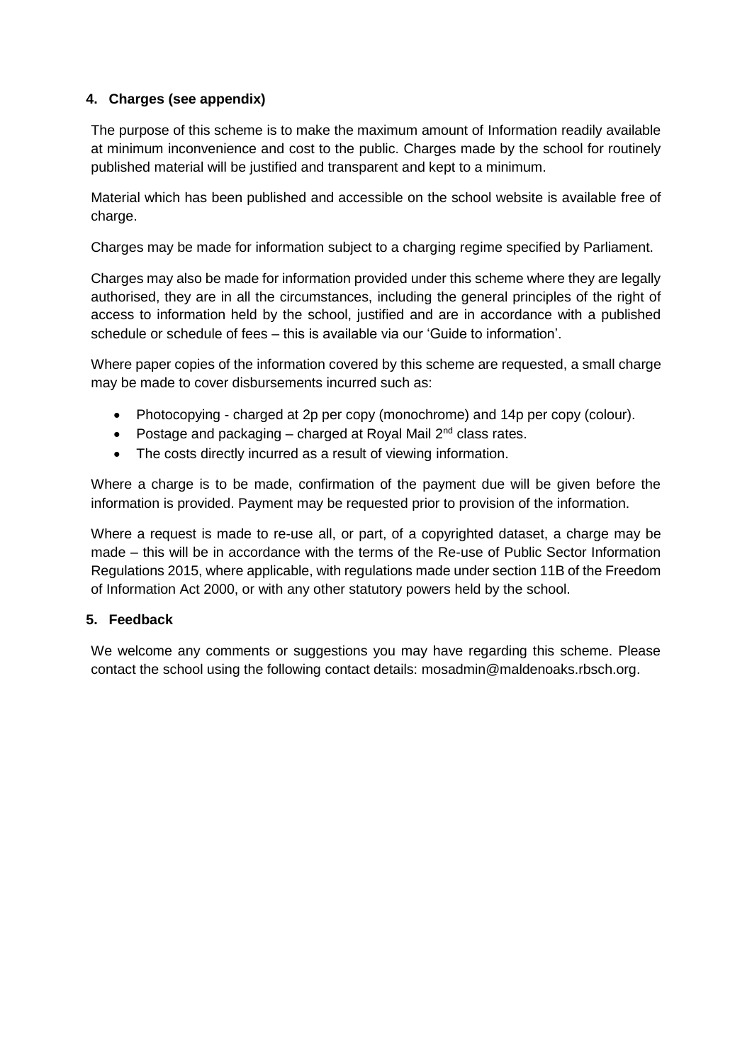## 4. Charges (see appendix)

The purpose of this scheme is to make the maximum amount of Information readily available at minimum inconvenience and cost to the public. Charges made by the school for routinely published material will be justified and transparent and kept to a minimum.

Material which has been published and accessible on the school website is available free of charge.

Charges may be made for information subject to a charging regime specified by Parliament.

Charges may also be made for information provided under this scheme where they are legally authorised, they are in all the circumstances, including the general principles of the right of access to information held by the school, justified and are in accordance with a published schedule or schedule of fees – this is available via our 'Guide to information'.

Where paper copies of the information covered by this scheme are requested, a small charge may be made to cover disbursements incurred such as:

- Photocopying - charged at 2p per copy (monochrome) and 14p per copy (colour).
- Postage and packaging – charged at Royal Mail 2nd class rates.
- The costs directly incurred as a result of viewing information.

Where a charge is to be made, confirmation of the payment due will be given before the information is provided. Payment may be requested prior to provision of the information.

Where a request is made to re-use all, or part, of a copyrighted dataset, a charge may be made – this will be in accordance with the terms of the Re-use of Public Sector Information Regulations 2015, where applicable, with regulations made under section 11B of the Freedom of Information Act 2000, or with any other statutory powers held by the school.

## 5. Feedback

We welcome any comments or suggestions you may have regarding this scheme. Please contact the school using the following contact details: mosadmin@maldenoaks.rbsch.org.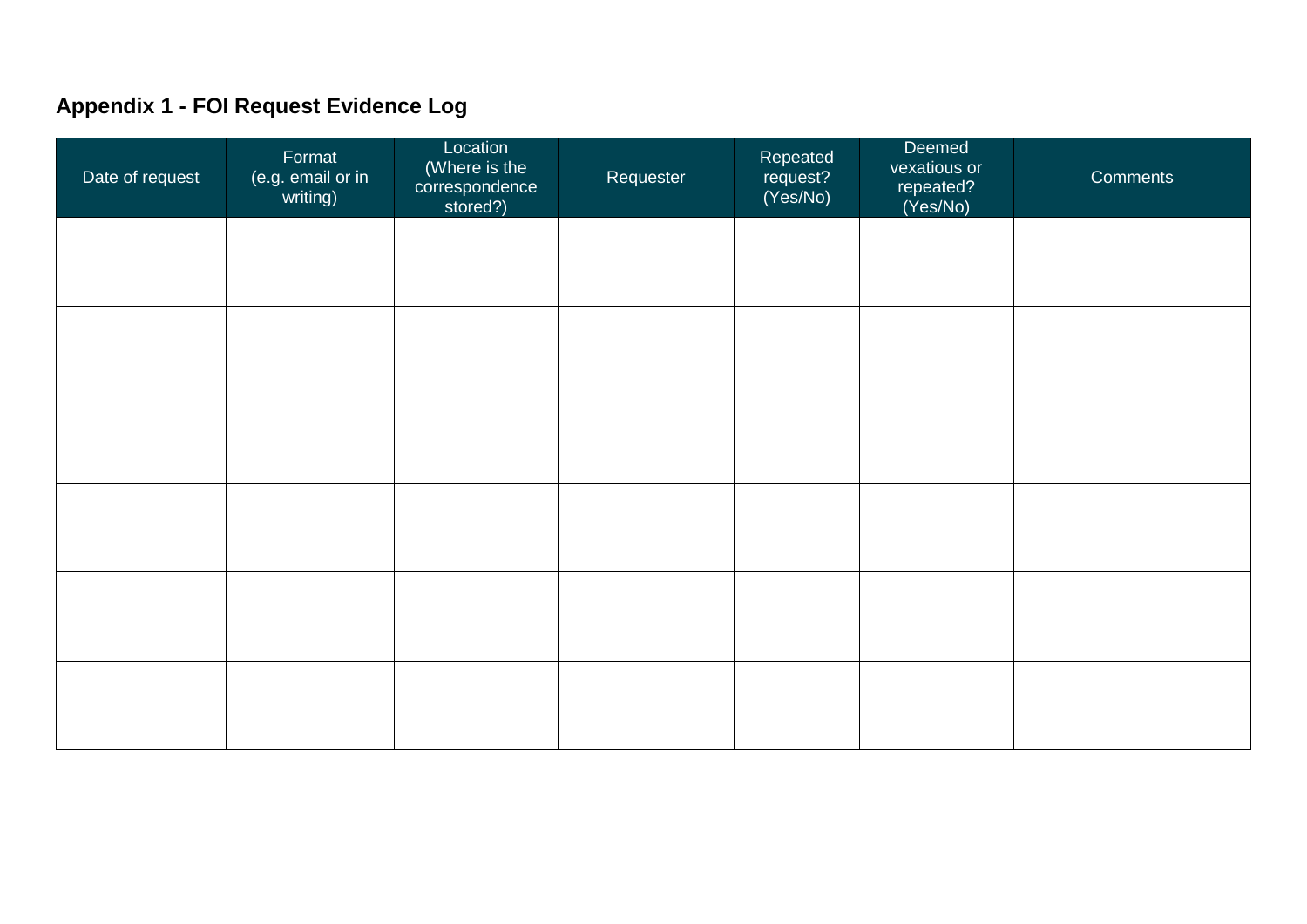## Appendix 1 - FOI Request Evidence Log

| Date of request | Format (e.g. email or in writing) | Location (Where is the correspondence stored?) | Requester | Repeated request? (Yes/No) | Deemed vexatious or repeated? (Yes/No) | Comments |
| --- | --- | --- | --- | --- | --- | --- |
| | | | | | | |
| | | | | | | |
| | | | | | | |
| | | | | | | |
| | | | | | | |
| | | | | | | |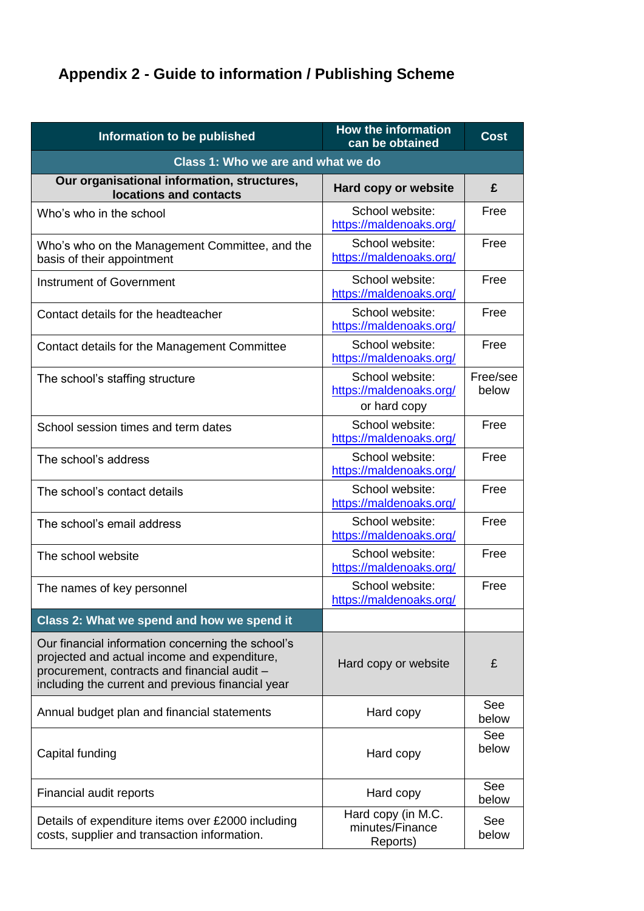## Appendix 2 - Guide to information / Publishing Scheme

| Information to be published | How the information can be obtained | Cost |
|---|---|---|
| **Class 1: Who we are and what we do** | | |
| **Our organisational information, structures, locations and contacts** | **Hard copy or website** | **£** |
| Who's who in the school | School website: https://maldenoaks.org/ | Free |
| Who's who on the Management Committee, and the basis of their appointment | School website: https://maldenoaks.org/ | Free |
| Instrument of Government | School website: https://maldenoaks.org/ | Free |
| Contact details for the headteacher | School website: https://maldenoaks.org/ | Free |
| Contact details for the Management Committee | School website: https://maldenoaks.org/ | Free |
| The school's staffing structure | School website: https://maldenoaks.org/ or hard copy | Free/see below |
| School session times and term dates | School website: https://maldenoaks.org/ | Free |
| The school's address | School website: https://maldenoaks.org/ | Free |
| The school's contact details | School website: https://maldenoaks.org/ | Free |
| The school's email address | School website: https://maldenoaks.org/ | Free |
| The school website | School website: https://maldenoaks.org/ | Free |
| The names of key personnel | School website: https://maldenoaks.org/ | Free |
| **Class 2: What we spend and how we spend it** | | |
| Our financial information concerning the school's projected and actual income and expenditure, procurement, contracts and financial audit – including the current and previous financial year | Hard copy or website | £ |
| Annual budget plan and financial statements | Hard copy | See below |
| Capital funding | Hard copy | See below |
| Financial audit reports | Hard copy | See below |
| Details of expenditure items over £2000 including costs, supplier and transaction information. | Hard copy (in M.C. minutes/Finance Reports) | See below |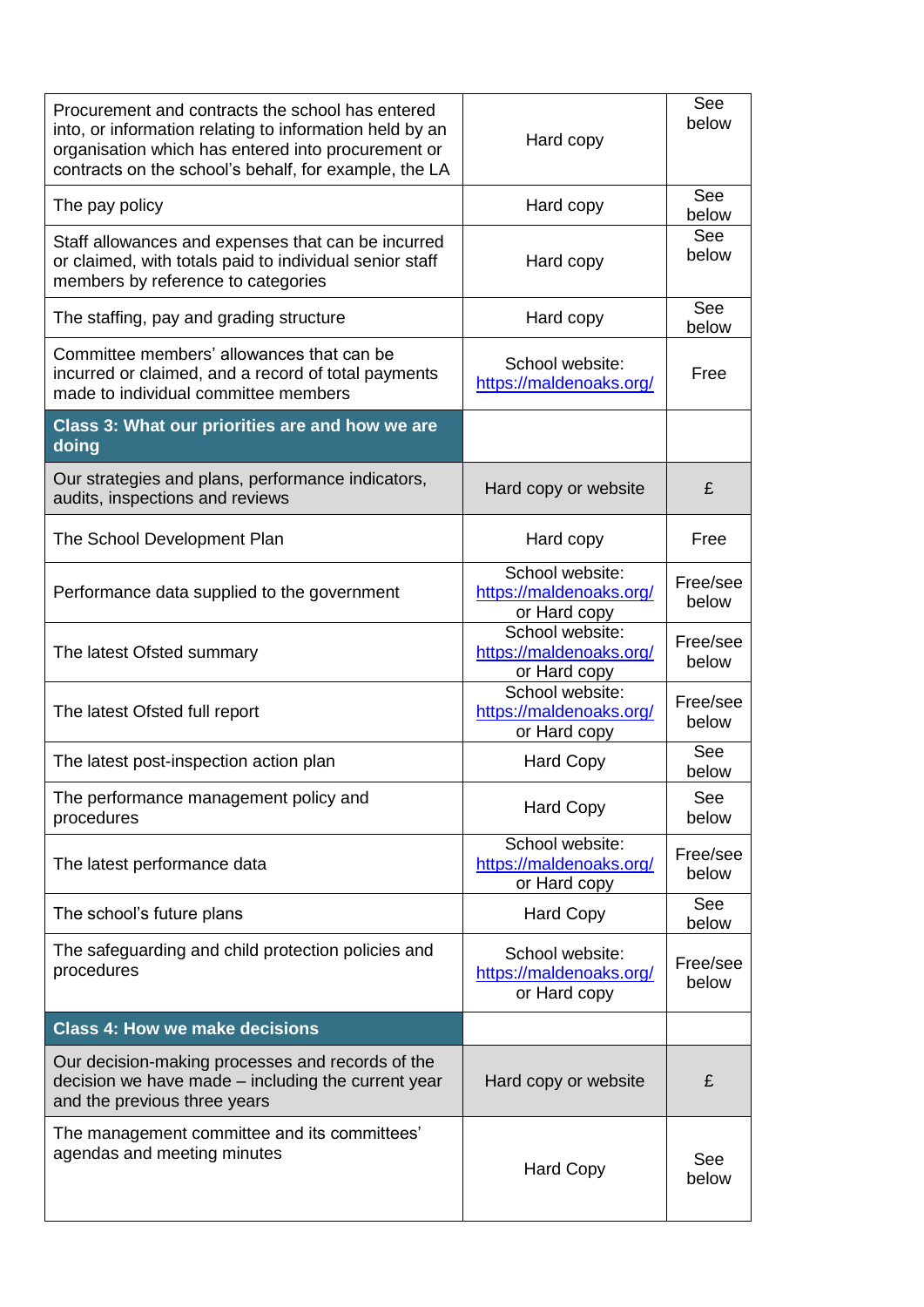| | | |
|---|---|---|
| Procurement and contracts the school has entered into, or information relating to information held by an organisation which has entered into procurement or contracts on the school's behalf, for example, the LA | Hard copy | See below |
| The pay policy | Hard copy | See below |
| Staff allowances and expenses that can be incurred or claimed, with totals paid to individual senior staff members by reference to categories | Hard copy | See below |
| The staffing, pay and grading structure | Hard copy | See below |
| Committee members' allowances that can be incurred or claimed, and a record of total payments made to individual committee members | School website: https://maldenoaks.org/ | Free |
| **Class 3: What our priorities are and how we are doing** | | |
| Our strategies and plans, performance indicators, audits, inspections and reviews | Hard copy or website | £ |
| The School Development Plan | Hard copy | Free |
| Performance data supplied to the government | School website: https://maldenoaks.org/ or Hard copy | Free/see below |
| The latest Ofsted summary | School website: https://maldenoaks.org/ or Hard copy | Free/see below |
| The latest Ofsted full report | School website: https://maldenoaks.org/ or Hard copy | Free/see below |
| The latest post-inspection action plan | Hard Copy | See below |
| The performance management policy and procedures | Hard Copy | See below |
| The latest performance data | School website: https://maldenoaks.org/ or Hard copy | Free/see below |
| The school's future plans | Hard Copy | See below |
| The safeguarding and child protection policies and procedures | School website: https://maldenoaks.org/ or Hard copy | Free/see below |
| **Class 4: How we make decisions** | | |
| Our decision-making processes and records of the decision we have made – including the current year and the previous three years | Hard copy or website | £ |
| The management committee and its committees' agendas and meeting minutes | Hard Copy | See below |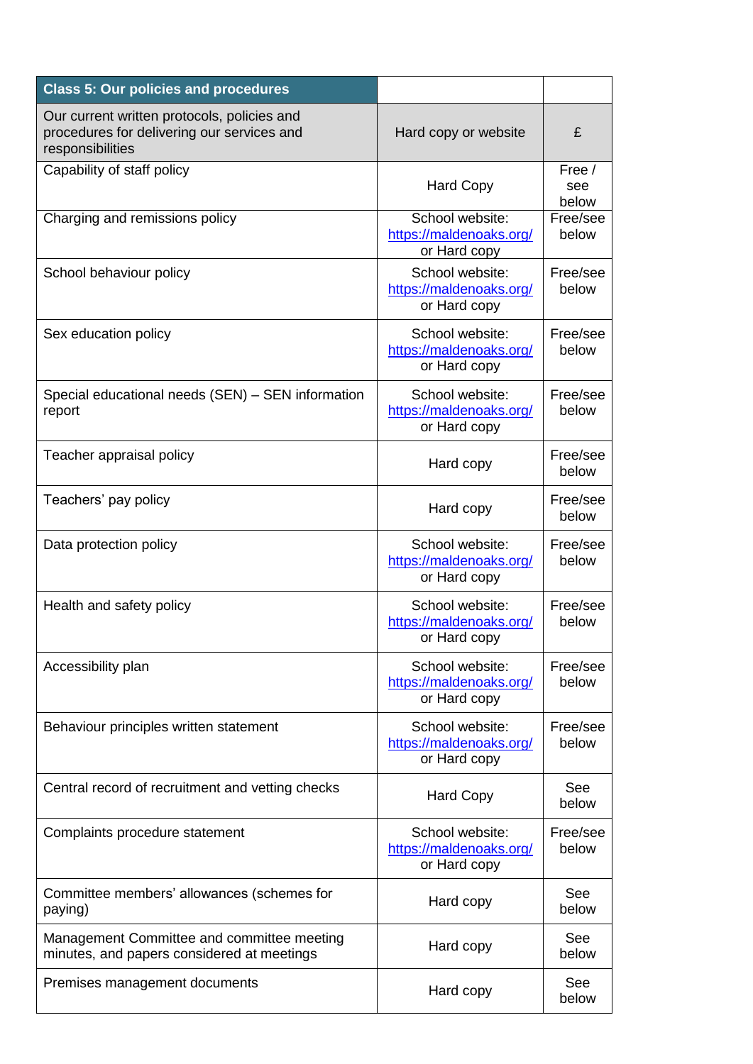| Class 5: Our policies and procedures | | |
|---|---|---|
| Our current written protocols, policies and procedures for delivering our services and responsibilities | Hard copy or website | £ |
| Capability of staff policy | Hard Copy | Free / see below |
| Charging and remissions policy | School website: https://maldenoaks.org/ or Hard copy | Free/see below |
| School behaviour policy | School website: https://maldenoaks.org/ or Hard copy | Free/see below |
| Sex education policy | School website: https://maldenoaks.org/ or Hard copy | Free/see below |
| Special educational needs (SEN) – SEN information report | School website: https://maldenoaks.org/ or Hard copy | Free/see below |
| Teacher appraisal policy | Hard copy | Free/see below |
| Teachers' pay policy | Hard copy | Free/see below |
| Data protection policy | School website: https://maldenoaks.org/ or Hard copy | Free/see below |
| Health and safety policy | School website: https://maldenoaks.org/ or Hard copy | Free/see below |
| Accessibility plan | School website: https://maldenoaks.org/ or Hard copy | Free/see below |
| Behaviour principles written statement | School website: https://maldenoaks.org/ or Hard copy | Free/see below |
| Central record of recruitment and vetting checks | Hard Copy | See below |
| Complaints procedure statement | School website: https://maldenoaks.org/ or Hard copy | Free/see below |
| Committee members' allowances (schemes for paying) | Hard copy | See below |
| Management Committee and committee meeting minutes, and papers considered at meetings | Hard copy | See below |
| Premises management documents | Hard copy | See below |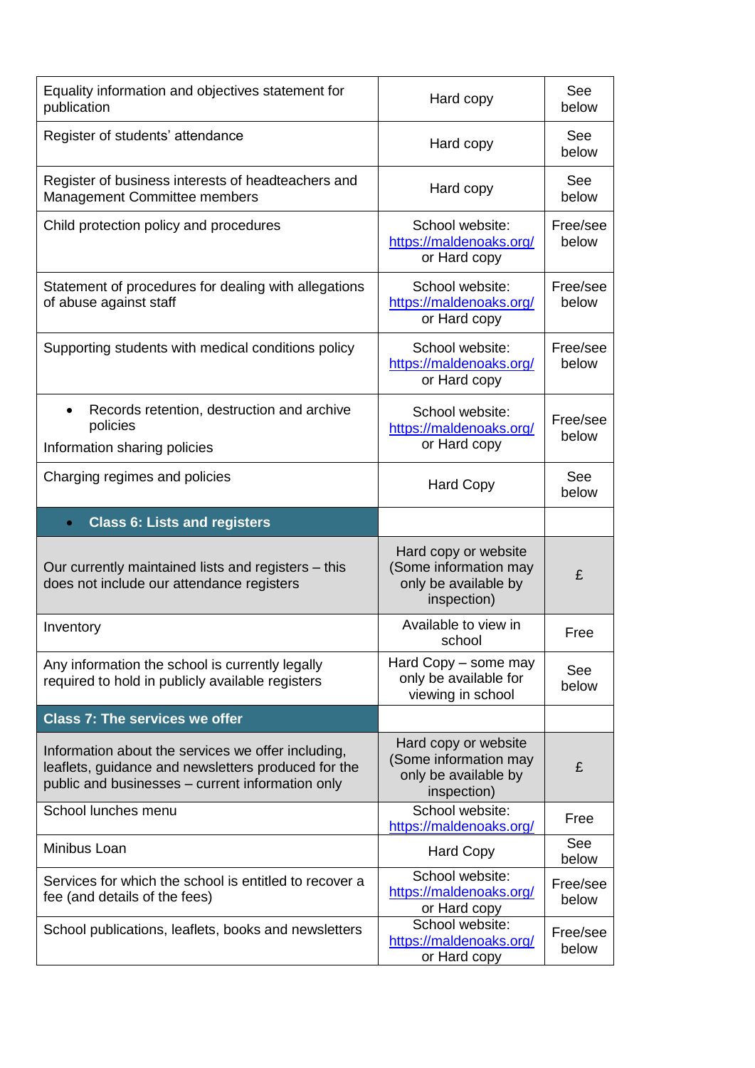| | | |
|---|---|---|
| Equality information and objectives statement for publication | Hard copy | See below |
| Register of students' attendance | Hard copy | See below |
| Register of business interests of headteachers and Management Committee members | Hard copy | See below |
| Child protection policy and procedures | School website: https://maldenoaks.org/ or Hard copy | Free/see below |
| Statement of procedures for dealing with allegations of abuse against staff | School website: https://maldenoaks.org/ or Hard copy | Free/see below |
| Supporting students with medical conditions policy | School website: https://maldenoaks.org/ or Hard copy | Free/see below |
| • Records retention, destruction and archive policies<br>Information sharing policies | School website: https://maldenoaks.org/ or Hard copy | Free/see below |
| Charging regimes and policies | Hard Copy | See below |
| • **Class 6: Lists and registers** | | |
| Our currently maintained lists and registers – this does not include our attendance registers | Hard copy or website (Some information may only be available by inspection) | £ |
| Inventory | Available to view in school | Free |
| Any information the school is currently legally required to hold in publicly available registers | Hard Copy – some may only be available for viewing in school | See below |
| **Class 7: The services we offer** | | |
| Information about the services we offer including, leaflets, guidance and newsletters produced for the public and businesses – current information only | Hard copy or website (Some information may only be available by inspection) | £ |
| School lunches menu | School website: https://maldenoaks.org/ | Free |
| Minibus Loan | Hard Copy | See below |
| Services for which the school is entitled to recover a fee (and details of the fees) | School website: https://maldenoaks.org/ or Hard copy | Free/see below |
| School publications, leaflets, books and newsletters | School website: https://maldenoaks.org/ or Hard copy | Free/see below |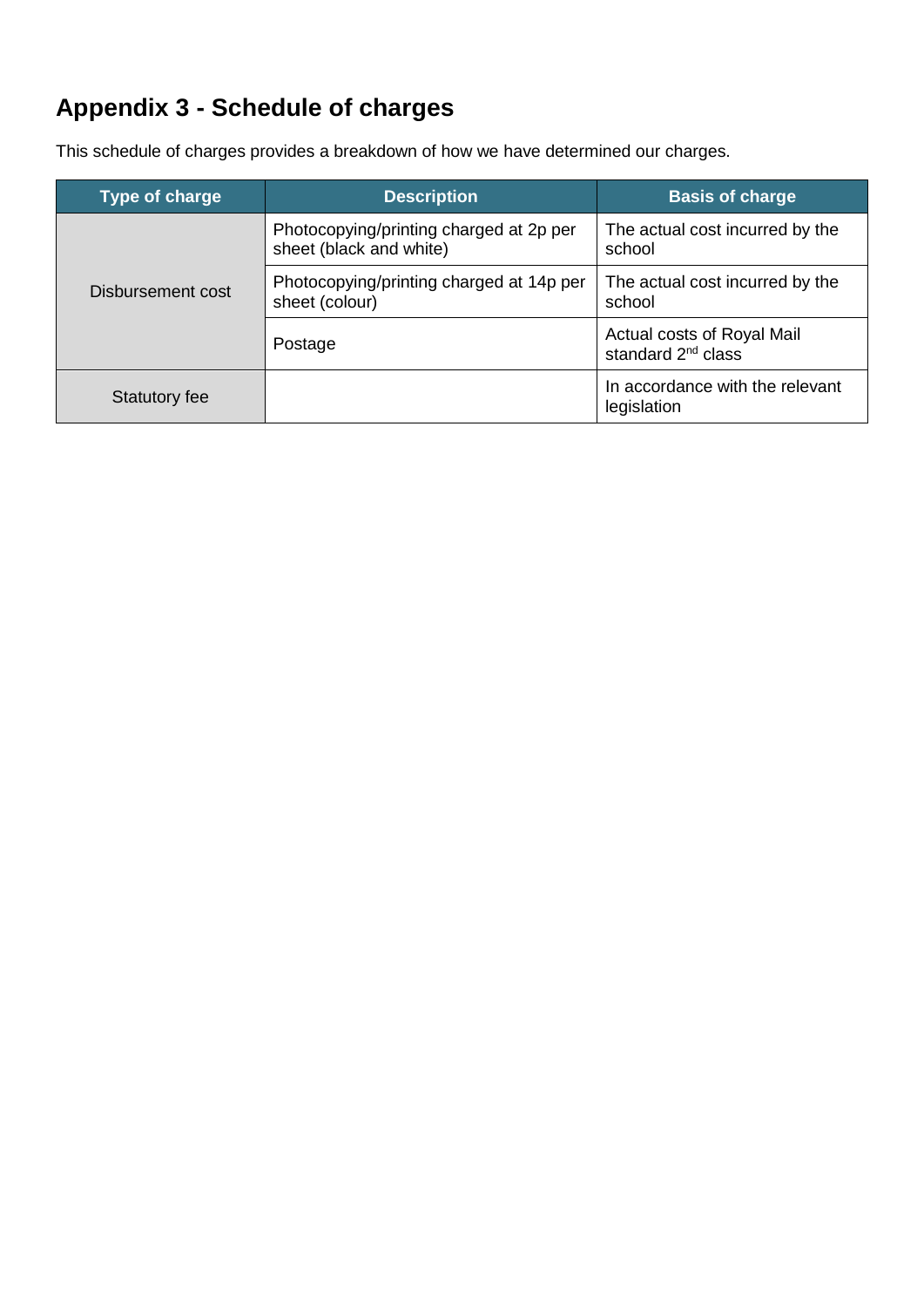## Appendix 3 - Schedule of charges

This schedule of charges provides a breakdown of how we have determined our charges.

| Type of charge | Description | Basis of charge |
|---|---|---|
| Disbursement cost | Photocopying/printing charged at 2p per sheet (black and white) | The actual cost incurred by the school |
| | Photocopying/printing charged at 14p per sheet (colour) | The actual cost incurred by the school |
| | Postage | Actual costs of Royal Mail standard 2nd class |
| Statutory fee | | In accordance with the relevant legislation |